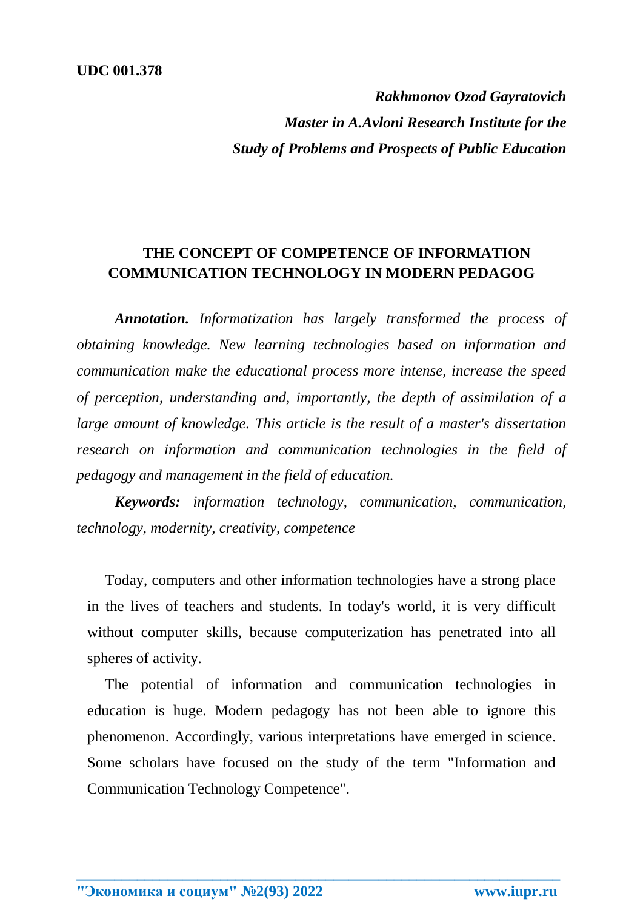**UDC 001.378**

***Rakhmonov Ozod Gayratovich***
***Master in A.Avloni Research Institute for the Study of Problems and Prospects of Public Education***

# THE CONCEPT OF COMPETENCE OF INFORMATION COMMUNICATION TECHNOLOGY IN MODERN PEDAGOG

***Annotation.*** *Informatization has largely transformed the process of obtaining knowledge. New learning technologies based on information and communication make the educational process more intense, increase the speed of perception, understanding and, importantly, the depth of assimilation of a large amount of knowledge. This article is the result of a master's dissertation research on information and communication technologies in the field of pedagogy and management in the field of education.*

***Keywords:*** *information technology, communication, communication, technology, modernity, creativity, competence*

Today, computers and other information technologies have a strong place in the lives of teachers and students. In today's world, it is very difficult without computer skills, because computerization has penetrated into all spheres of activity.

The potential of information and communication technologies in education is huge. Modern pedagogy has not been able to ignore this phenomenon. Accordingly, various interpretations have emerged in science. Some scholars have focused on the study of the term "Information and Communication Technology Competence".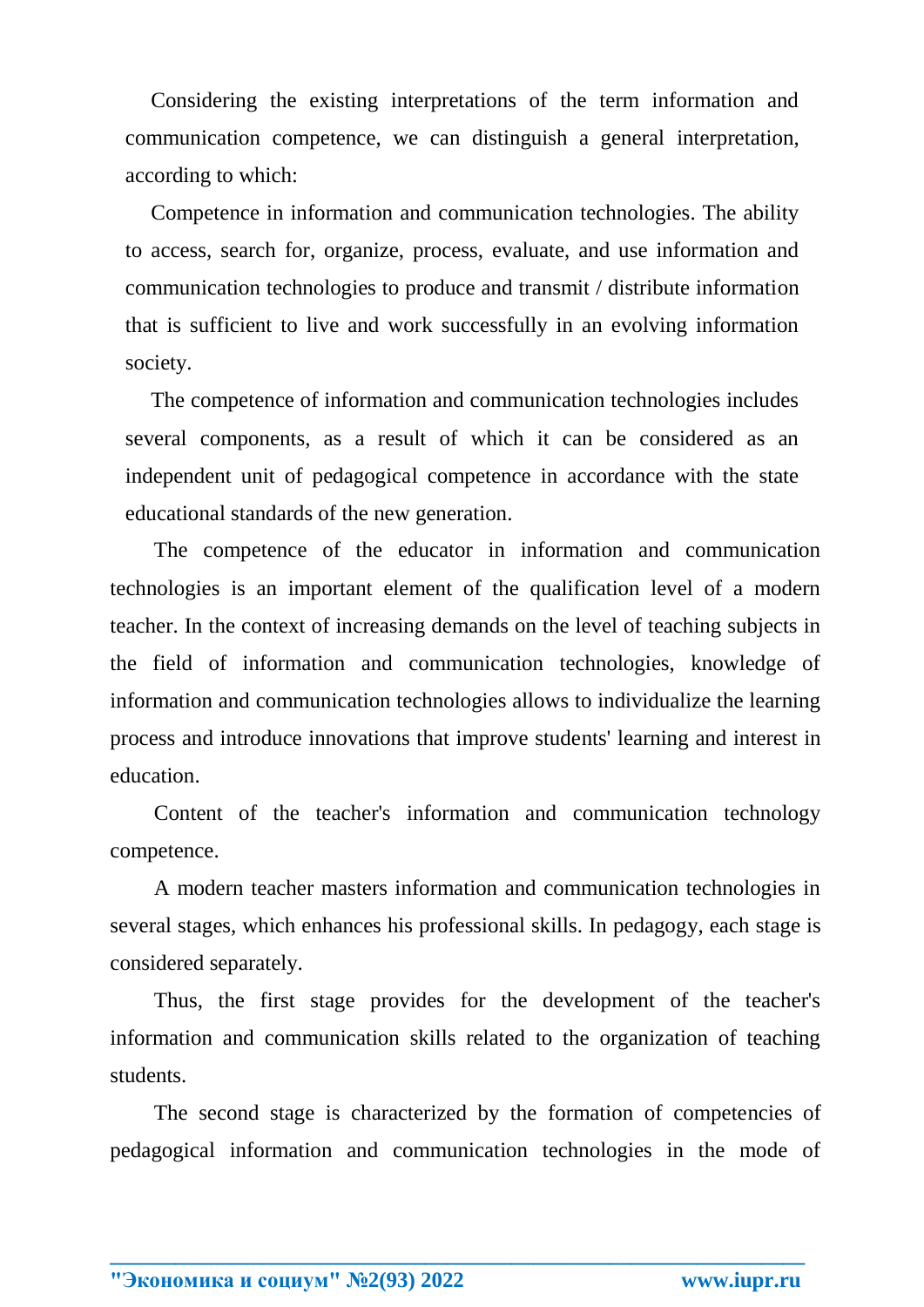Considering the existing interpretations of the term information and communication competence, we can distinguish a general interpretation, according to which:

Competence in information and communication technologies. The ability to access, search for, organize, process, evaluate, and use information and communication technologies to produce and transmit / distribute information that is sufficient to live and work successfully in an evolving information society.

The competence of information and communication technologies includes several components, as a result of which it can be considered as an independent unit of pedagogical competence in accordance with the state educational standards of the new generation.

The competence of the educator in information and communication technologies is an important element of the qualification level of a modern teacher. In the context of increasing demands on the level of teaching subjects in the field of information and communication technologies, knowledge of information and communication technologies allows to individualize the learning process and introduce innovations that improve students' learning and interest in education.

Content of the teacher's information and communication technology competence.

A modern teacher masters information and communication technologies in several stages, which enhances his professional skills. In pedagogy, each stage is considered separately.

Thus, the first stage provides for the development of the teacher's information and communication skills related to the organization of teaching students.

The second stage is characterized by the formation of competencies of pedagogical information and communication technologies in the mode of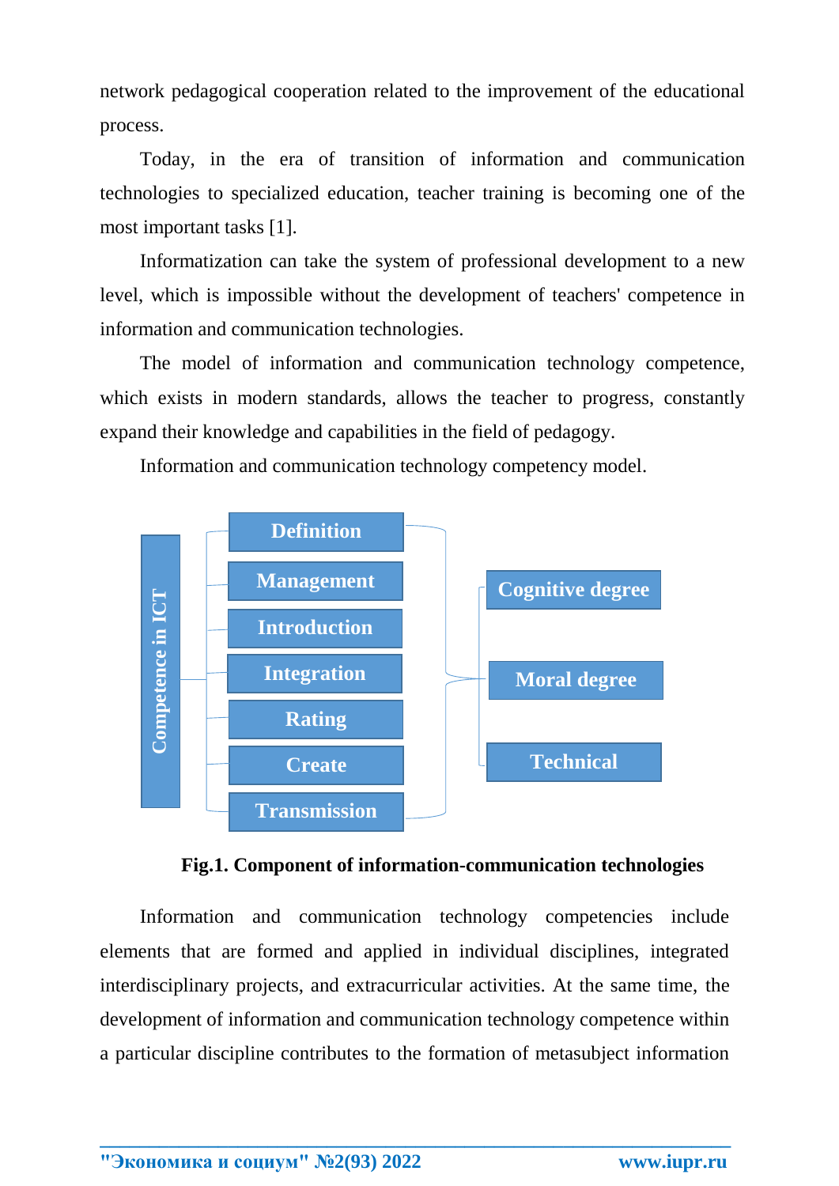network pedagogical cooperation related to the improvement of the educational process.

Today, in the era of transition of information and communication technologies to specialized education, teacher training is becoming one of the most important tasks [1].

Informatization can take the system of professional development to a new level, which is impossible without the development of teachers' competence in information and communication technologies.

The model of information and communication technology competence, which exists in modern standards, allows the teacher to progress, constantly expand their knowledge and capabilities in the field of pedagogy.

Information and communication technology competency model.

Competence in ICT

- Definition
- Management
- Introduction
- Integration
- Rating
- Create
- Transmission

- Cognitive degree
- Moral degree
- Technical

**Fig.1. Component of information-communication technologies**

Information and communication technology competencies include elements that are formed and applied in individual disciplines, integrated interdisciplinary projects, and extracurricular activities. At the same time, the development of information and communication technology competence within a particular discipline contributes to the formation of metasubject information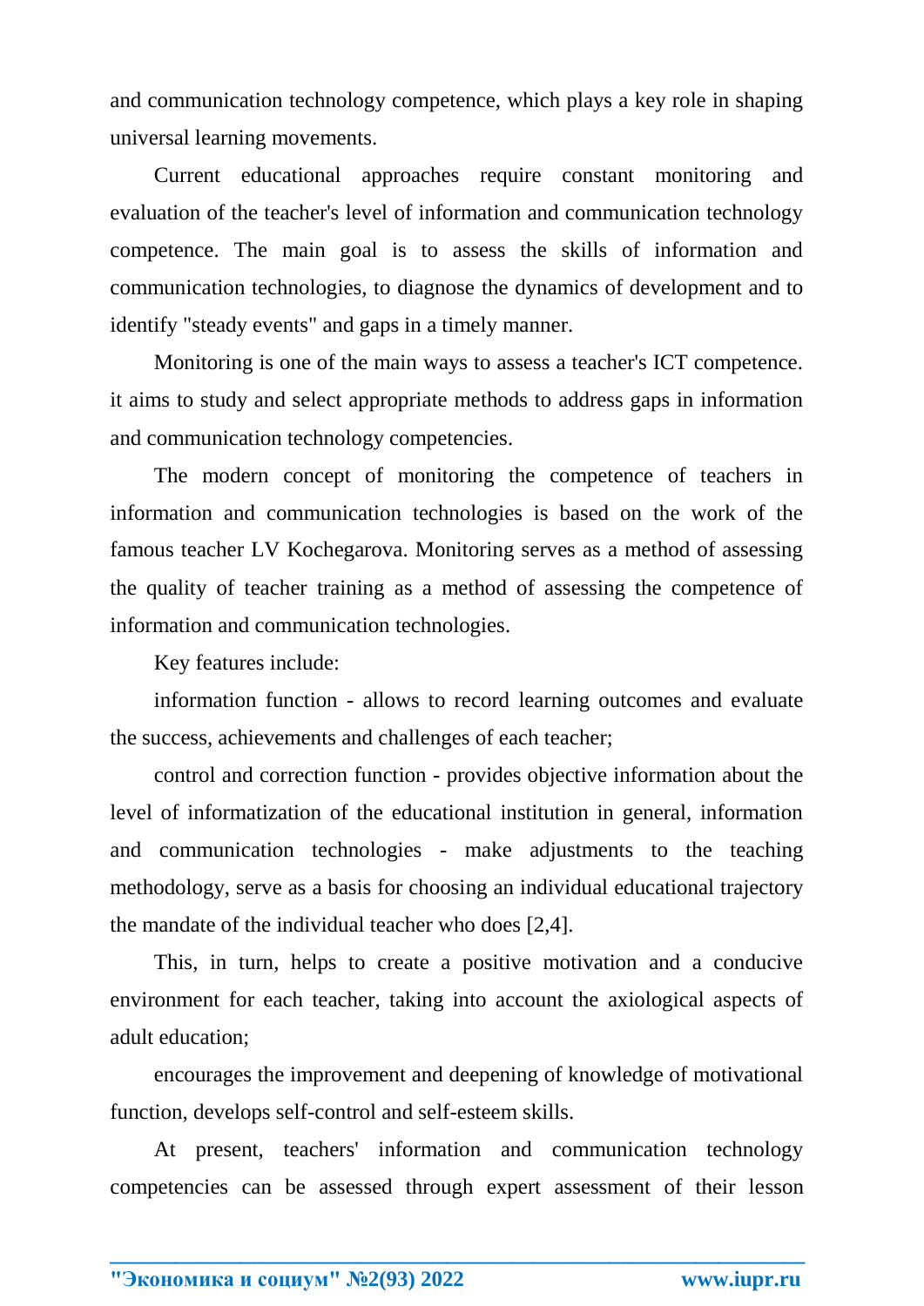and communication technology competence, which plays a key role in shaping universal learning movements.

Current educational approaches require constant monitoring and evaluation of the teacher's level of information and communication technology competence. The main goal is to assess the skills of information and communication technologies, to diagnose the dynamics of development and to identify "steady events" and gaps in a timely manner.

Monitoring is one of the main ways to assess a teacher's ICT competence. it aims to study and select appropriate methods to address gaps in information and communication technology competencies.

The modern concept of monitoring the competence of teachers in information and communication technologies is based on the work of the famous teacher LV Kochegarova. Monitoring serves as a method of assessing the quality of teacher training as a method of assessing the competence of information and communication technologies.

Key features include:

information function - allows to record learning outcomes and evaluate the success, achievements and challenges of each teacher;

control and correction function - provides objective information about the level of informatization of the educational institution in general, information and communication technologies - make adjustments to the teaching methodology, serve as a basis for choosing an individual educational trajectory the mandate of the individual teacher who does [2,4].

This, in turn, helps to create a positive motivation and a conducive environment for each teacher, taking into account the axiological aspects of adult education;

encourages the improvement and deepening of knowledge of motivational function, develops self-control and self-esteem skills.

At present, teachers' information and communication technology competencies can be assessed through expert assessment of their lesson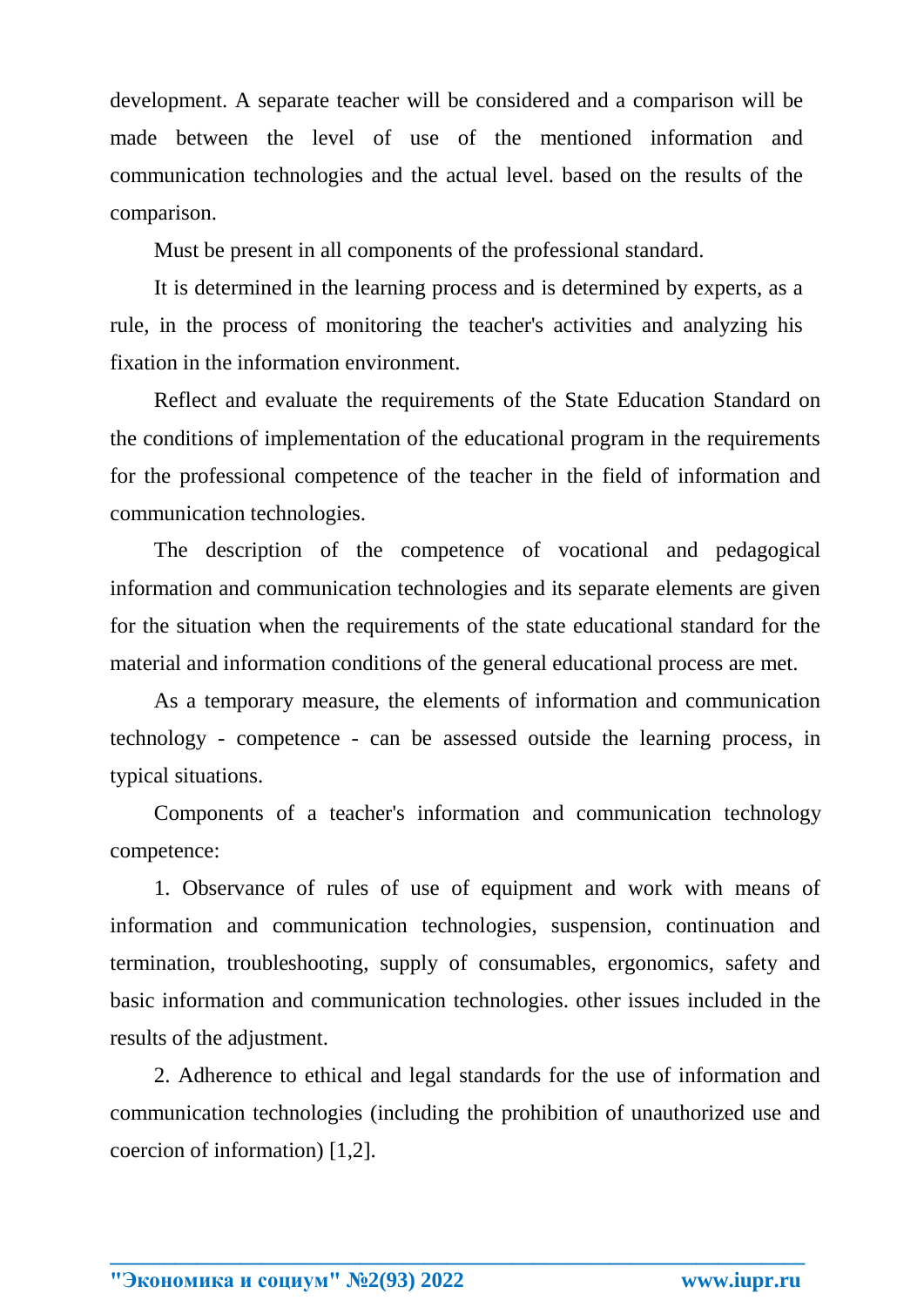development. A separate teacher will be considered and a comparison will be made between the level of use of the mentioned information and communication technologies and the actual level. based on the results of the comparison.

Must be present in all components of the professional standard.

It is determined in the learning process and is determined by experts, as a rule, in the process of monitoring the teacher's activities and analyzing his fixation in the information environment.

Reflect and evaluate the requirements of the State Education Standard on the conditions of implementation of the educational program in the requirements for the professional competence of the teacher in the field of information and communication technologies.

The description of the competence of vocational and pedagogical information and communication technologies and its separate elements are given for the situation when the requirements of the state educational standard for the material and information conditions of the general educational process are met.

As a temporary measure, the elements of information and communication technology - competence - can be assessed outside the learning process, in typical situations.

Components of a teacher's information and communication technology competence:

1. Observance of rules of use of equipment and work with means of information and communication technologies, suspension, continuation and termination, troubleshooting, supply of consumables, ergonomics, safety and basic information and communication technologies. other issues included in the results of the adjustment.

2. Adherence to ethical and legal standards for the use of information and communication technologies (including the prohibition of unauthorized use and coercion of information) [1,2].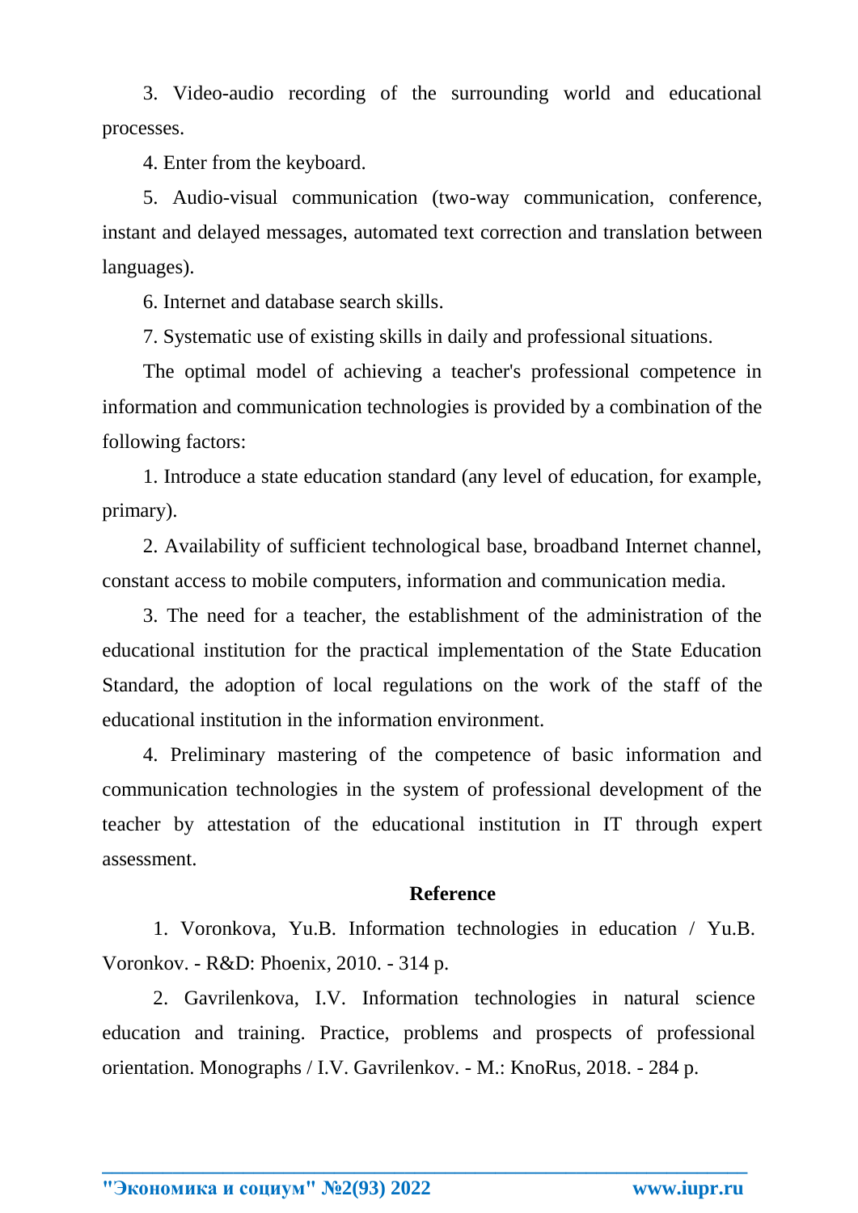3. Video-audio recording of the surrounding world and educational processes.

4. Enter from the keyboard.

5. Audio-visual communication (two-way communication, conference, instant and delayed messages, automated text correction and translation between languages).

6. Internet and database search skills.

7. Systematic use of existing skills in daily and professional situations.

The optimal model of achieving a teacher's professional competence in information and communication technologies is provided by a combination of the following factors:

1. Introduce a state education standard (any level of education, for example, primary).

2. Availability of sufficient technological base, broadband Internet channel, constant access to mobile computers, information and communication media.

3. The need for a teacher, the establishment of the administration of the educational institution for the practical implementation of the State Education Standard, the adoption of local regulations on the work of the staff of the educational institution in the information environment.

4. Preliminary mastering of the competence of basic information and communication technologies in the system of professional development of the teacher by attestation of the educational institution in IT through expert assessment.

## Reference

1. Voronkova, Yu.B. Information technologies in education / Yu.B. Voronkov. - R&D: Phoenix, 2010. - 314 p.

2. Gavrilenkova, I.V. Information technologies in natural science education and training. Practice, problems and prospects of professional orientation. Monographs / I.V. Gavrilenkov. - M.: KnoRus, 2018. - 284 p.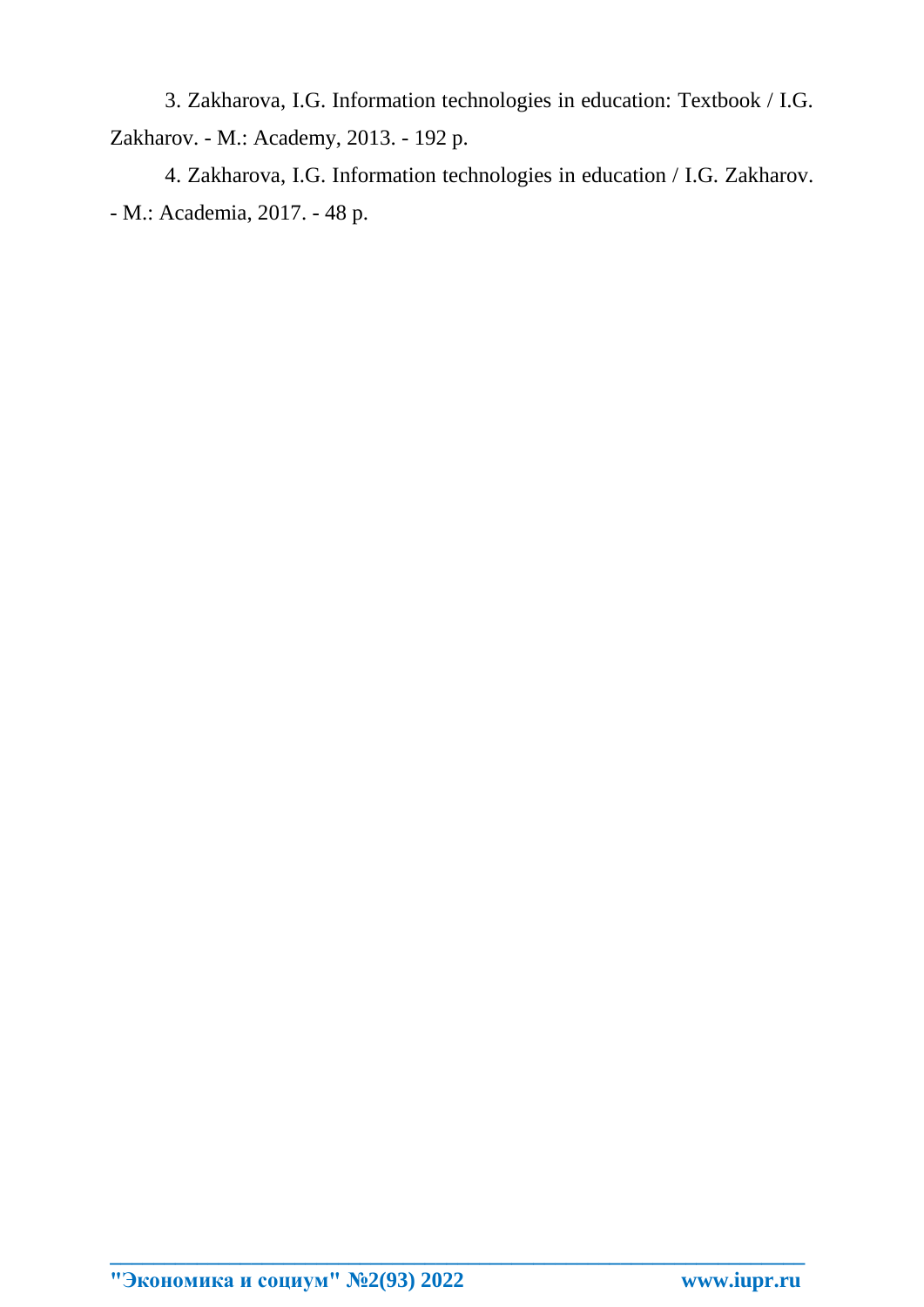3. Zakharova, I.G. Information technologies in education: Textbook / I.G. Zakharov. - M.: Academy, 2013. - 192 p.

4. Zakharova, I.G. Information technologies in education / I.G. Zakharov. - M.: Academia, 2017. - 48 p.